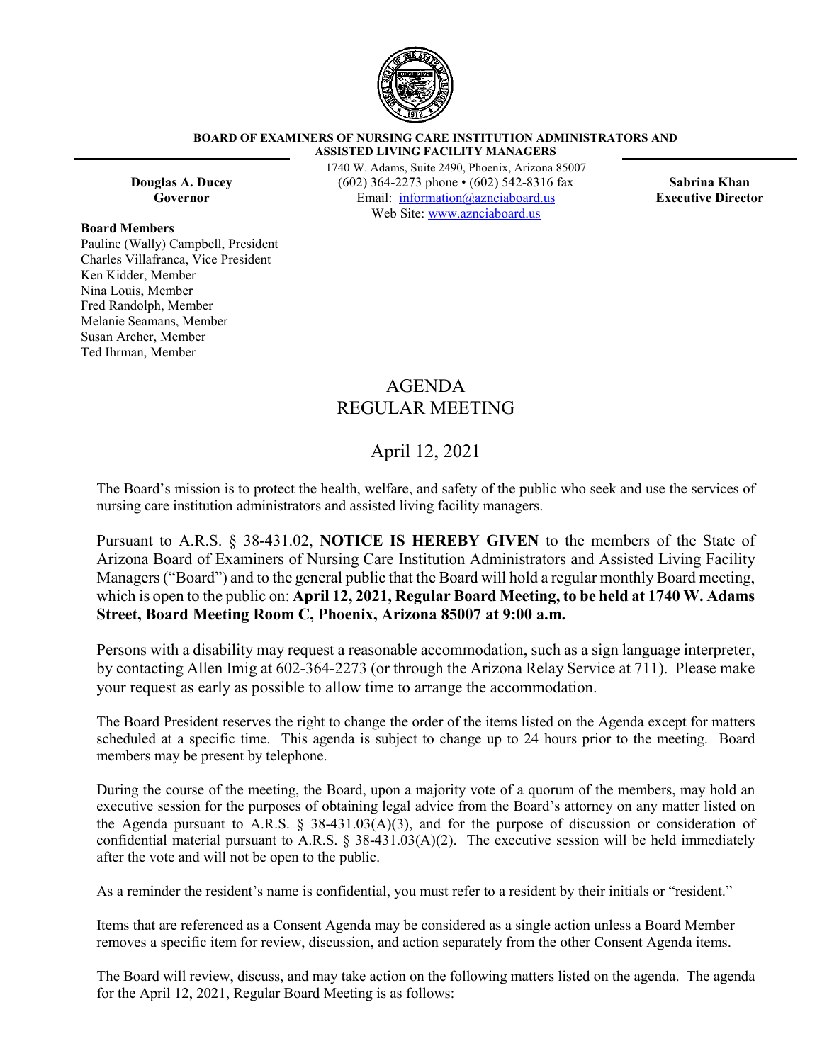**BOARD OF EXAMINERS OF NURSING CARE INSTITUTION ADMINISTRATORS AND ASSISTED LIVING FACILITY MANAGERS**

1740 W. Adams, Suite 2490, Phoenix, Arizona 85007
(602) 364-2273 phone • (602) 542-8316 fax
Email: information@aznciaboard.us
Web Site: www.aznciaboard.us

**Douglas A. Ducey**
**Governor**

**Sabrina Khan**
**Executive Director**

**Board Members**
Pauline (Wally) Campbell, President
Charles Villafranca, Vice President
Ken Kidder, Member
Nina Louis, Member
Fred Randolph, Member
Melanie Seamans, Member
Susan Archer, Member
Ted Ihrman, Member

# AGENDA
# REGULAR MEETING

## April 12, 2021

The Board's mission is to protect the health, welfare, and safety of the public who seek and use the services of nursing care institution administrators and assisted living facility managers.

Pursuant to A.R.S. § 38-431.02, **NOTICE IS HEREBY GIVEN** to the members of the State of Arizona Board of Examiners of Nursing Care Institution Administrators and Assisted Living Facility Managers ("Board") and to the general public that the Board will hold a regular monthly Board meeting, which is open to the public on: **April 12, 2021, Regular Board Meeting, to be held at 1740 W. Adams Street, Board Meeting Room C, Phoenix, Arizona 85007 at 9:00 a.m.**

Persons with a disability may request a reasonable accommodation, such as a sign language interpreter, by contacting Allen Imig at 602-364-2273 (or through the Arizona Relay Service at 711). Please make your request as early as possible to allow time to arrange the accommodation.

The Board President reserves the right to change the order of the items listed on the Agenda except for matters scheduled at a specific time. This agenda is subject to change up to 24 hours prior to the meeting. Board members may be present by telephone.

During the course of the meeting, the Board, upon a majority vote of a quorum of the members, may hold an executive session for the purposes of obtaining legal advice from the Board's attorney on any matter listed on the Agenda pursuant to A.R.S. § 38-431.03(A)(3), and for the purpose of discussion or consideration of confidential material pursuant to A.R.S. § 38-431.03(A)(2). The executive session will be held immediately after the vote and will not be open to the public.

As a reminder the resident's name is confidential, you must refer to a resident by their initials or "resident."

Items that are referenced as a Consent Agenda may be considered as a single action unless a Board Member removes a specific item for review, discussion, and action separately from the other Consent Agenda items.

The Board will review, discuss, and may take action on the following matters listed on the agenda. The agenda for the April 12, 2021, Regular Board Meeting is as follows: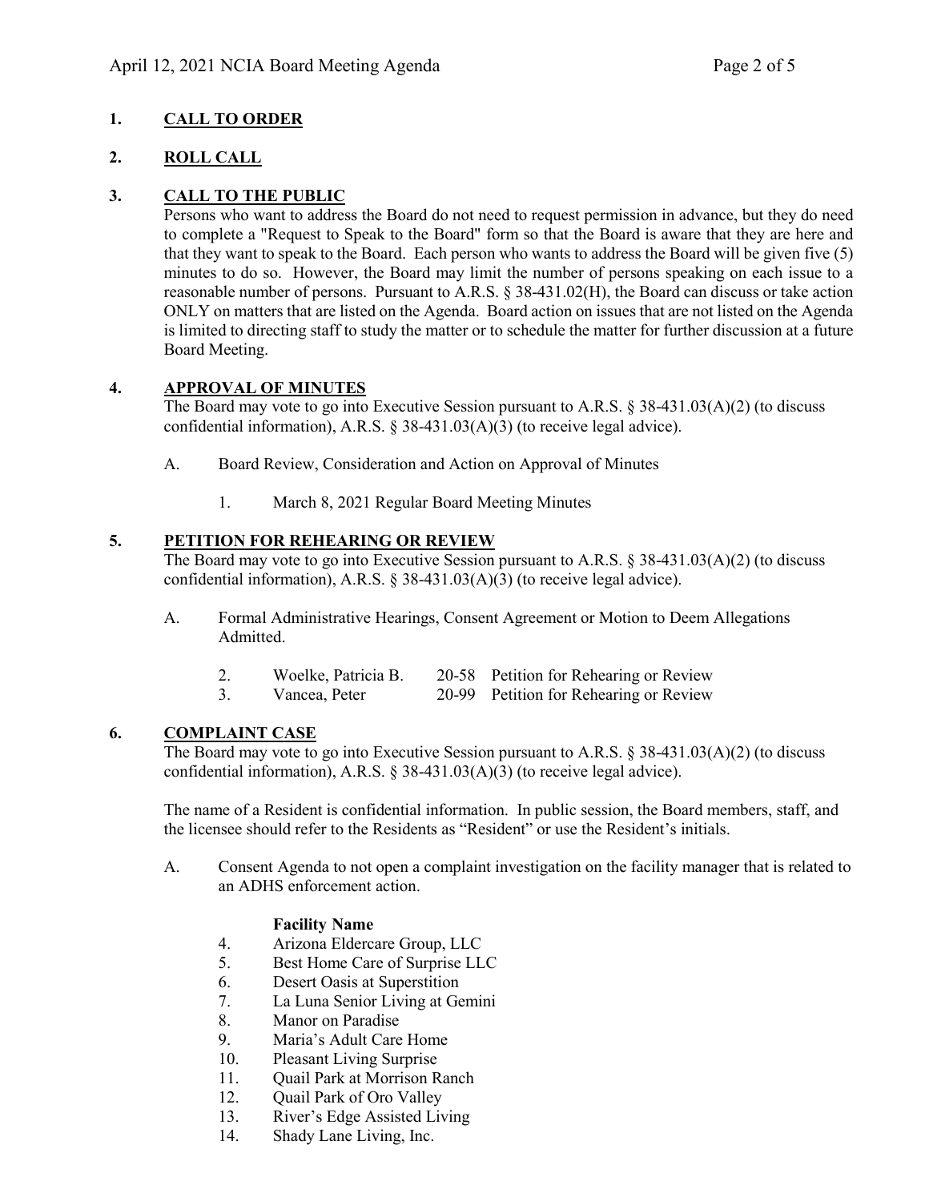## 1. CALL TO ORDER

## 2. ROLL CALL

## 3. CALL TO THE PUBLIC

Persons who want to address the Board do not need to request permission in advance, but they do need to complete a "Request to Speak to the Board" form so that the Board is aware that they are here and that they want to speak to the Board. Each person who wants to address the Board will be given five (5) minutes to do so. However, the Board may limit the number of persons speaking on each issue to a reasonable number of persons. Pursuant to A.R.S. § 38-431.02(H), the Board can discuss or take action ONLY on matters that are listed on the Agenda. Board action on issues that are not listed on the Agenda is limited to directing staff to study the matter or to schedule the matter for further discussion at a future Board Meeting.

## 4. APPROVAL OF MINUTES

The Board may vote to go into Executive Session pursuant to A.R.S. § 38-431.03(A)(2) (to discuss confidential information), A.R.S. § 38-431.03(A)(3) (to receive legal advice).

A. Board Review, Consideration and Action on Approval of Minutes

1. March 8, 2021 Regular Board Meeting Minutes

## 5. PETITION FOR REHEARING OR REVIEW

The Board may vote to go into Executive Session pursuant to A.R.S. § 38-431.03(A)(2) (to discuss confidential information), A.R.S. § 38-431.03(A)(3) (to receive legal advice).

A. Formal Administrative Hearings, Consent Agreement or Motion to Deem Allegations Admitted.

| | | | |
|---|---|---|---|
| 2. | Woelke, Patricia B. | 20-58 | Petition for Rehearing or Review |
| 3. | Vancea, Peter | 20-99 | Petition for Rehearing or Review |

## 6. COMPLAINT CASE

The Board may vote to go into Executive Session pursuant to A.R.S. § 38-431.03(A)(2) (to discuss confidential information), A.R.S. § 38-431.03(A)(3) (to receive legal advice).

The name of a Resident is confidential information. In public session, the Board members, staff, and the licensee should refer to the Residents as "Resident" or use the Resident's initials.

A. Consent Agenda to not open a complaint investigation on the facility manager that is related to an ADHS enforcement action.

**Facility Name**

4. Arizona Eldercare Group, LLC
5. Best Home Care of Surprise LLC
6. Desert Oasis at Superstition
7. La Luna Senior Living at Gemini
8. Manor on Paradise
9. Maria's Adult Care Home
10. Pleasant Living Surprise
11. Quail Park at Morrison Ranch
12. Quail Park of Oro Valley
13. River's Edge Assisted Living
14. Shady Lane Living, Inc.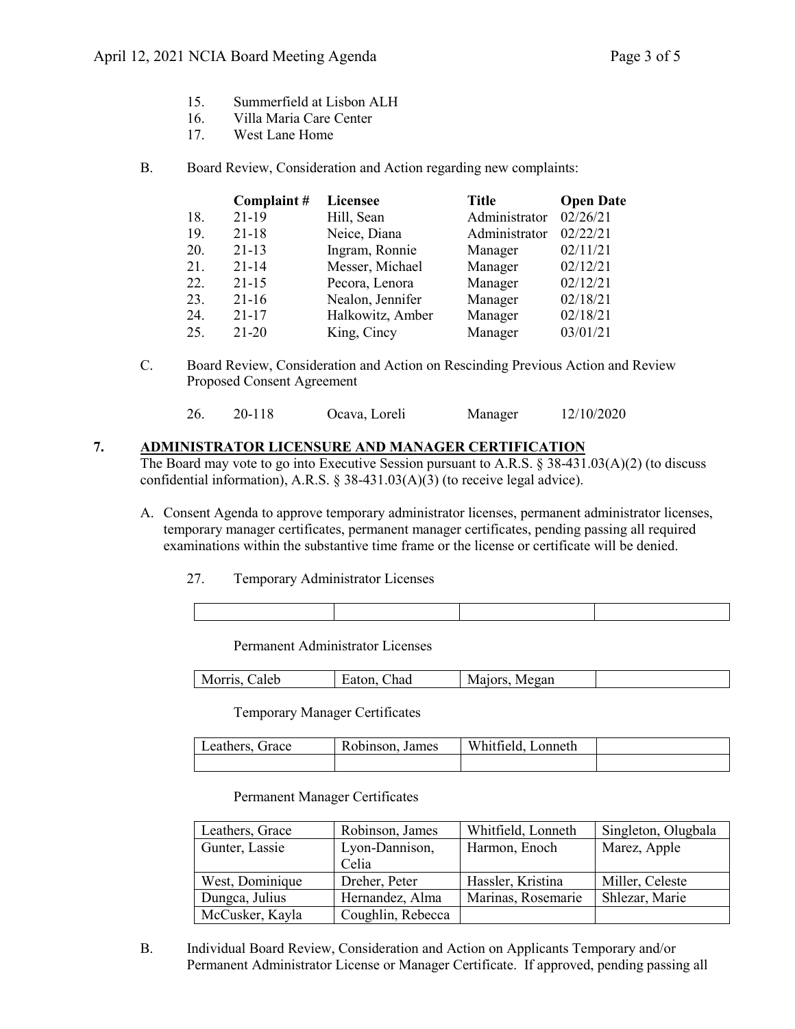15. Summerfield at Lisbon ALH
16. Villa Maria Care Center
17. West Lane Home

B. Board Review, Consideration and Action regarding new complaints:

| | Complaint # | Licensee | Title | Open Date |
|---|---|---|---|---|
| 18. | 21-19 | Hill, Sean | Administrator | 02/26/21 |
| 19. | 21-18 | Neice, Diana | Administrator | 02/22/21 |
| 20. | 21-13 | Ingram, Ronnie | Manager | 02/11/21 |
| 21. | 21-14 | Messer, Michael | Manager | 02/12/21 |
| 22. | 21-15 | Pecora, Lenora | Manager | 02/12/21 |
| 23. | 21-16 | Nealon, Jennifer | Manager | 02/18/21 |
| 24. | 21-17 | Halkowitz, Amber | Manager | 02/18/21 |
| 25. | 21-20 | King, Cincy | Manager | 03/01/21 |

C. Board Review, Consideration and Action on Rescinding Previous Action and Review Proposed Consent Agreement

| | | | | |
|---|---|---|---|---|
| 26. | 20-118 | Ocava, Loreli | Manager | 12/10/2020 |

## 7. ADMINISTRATOR LICENSURE AND MANAGER CERTIFICATION

The Board may vote to go into Executive Session pursuant to A.R.S. § 38-431.03(A)(2) (to discuss confidential information), A.R.S. § 38-431.03(A)(3) (to receive legal advice).

A. Consent Agenda to approve temporary administrator licenses, permanent administrator licenses, temporary manager certificates, permanent manager certificates, pending passing all required examinations within the substantive time frame or the license or certificate will be denied.

27. Temporary Administrator Licenses

| | | | |
|---|---|---|---|
| | | | |

Permanent Administrator Licenses

| | | | |
|---|---|---|---|
| Morris, Caleb | Eaton, Chad | Majors, Megan | |

Temporary Manager Certificates

| | | | |
|---|---|---|---|
| Leathers, Grace | Robinson, James | Whitfield, Lonneth | |
| | | | |

Permanent Manager Certificates

| | | | |
|---|---|---|---|
| Leathers, Grace | Robinson, James | Whitfield, Lonneth | Singleton, Olugbala |
| Gunter, Lassie | Lyon-Dannison, Celia | Harmon, Enoch | Marez, Apple |
| West, Dominique | Dreher, Peter | Hassler, Kristina | Miller, Celeste |
| Dungca, Julius | Hernandez, Alma | Marinas, Rosemarie | Shlezar, Marie |
| McCusker, Kayla | Coughlin, Rebecca | | |

B. Individual Board Review, Consideration and Action on Applicants Temporary and/or Permanent Administrator License or Manager Certificate. If approved, pending passing all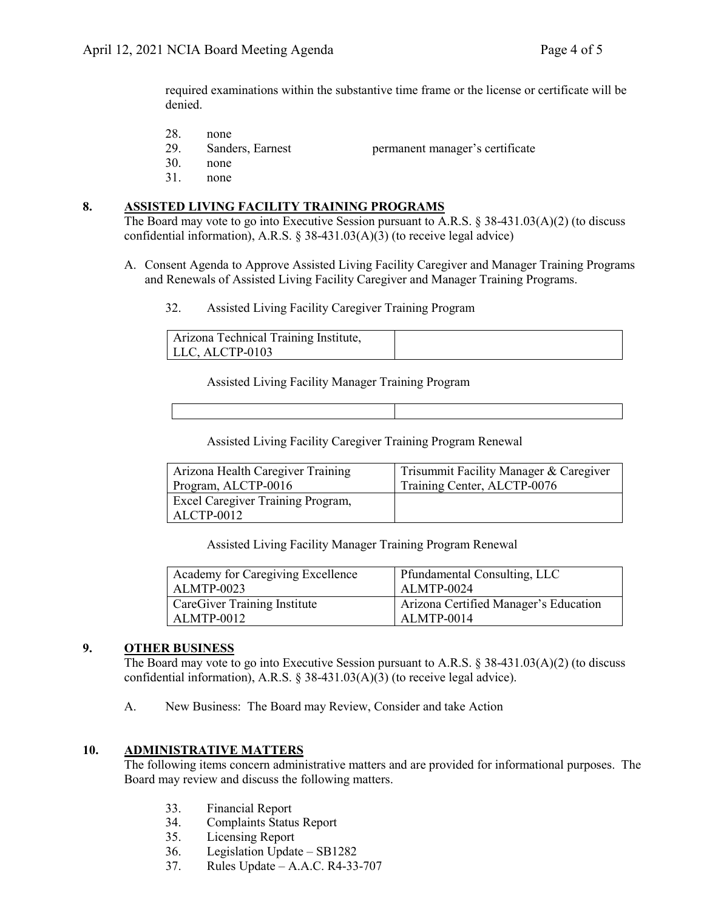required examinations within the substantive time frame or the license or certificate will be denied.

28. none
29. Sanders, Earnest — permanent manager's certificate
30. none
31. none

## 8. ASSISTED LIVING FACILITY TRAINING PROGRAMS

The Board may vote to go into Executive Session pursuant to A.R.S. § 38-431.03(A)(2) (to discuss confidential information), A.R.S. § 38-431.03(A)(3) (to receive legal advice)

A. Consent Agenda to Approve Assisted Living Facility Caregiver and Manager Training Programs and Renewals of Assisted Living Facility Caregiver and Manager Training Programs.

32. Assisted Living Facility Caregiver Training Program

| | |
|---|---|
| Arizona Technical Training Institute, LLC, ALCTP-0103 | |

Assisted Living Facility Manager Training Program

| | |
|---|---|
| | |

Assisted Living Facility Caregiver Training Program Renewal

| | |
|---|---|
| Arizona Health Caregiver Training Program, ALCTP-0016 | Trisummit Facility Manager & Caregiver Training Center, ALCTP-0076 |
| Excel Caregiver Training Program, ALCTP-0012 | |

Assisted Living Facility Manager Training Program Renewal

| | |
|---|---|
| Academy for Caregiving Excellence ALMTP-0023 | Pfundamental Consulting, LLC ALMTP-0024 |
| CareGiver Training Institute ALMTP-0012 | Arizona Certified Manager's Education ALMTP-0014 |

## 9. OTHER BUSINESS

The Board may vote to go into Executive Session pursuant to A.R.S. § 38-431.03(A)(2) (to discuss confidential information), A.R.S. § 38-431.03(A)(3) (to receive legal advice).

A. New Business: The Board may Review, Consider and take Action

## 10. ADMINISTRATIVE MATTERS

The following items concern administrative matters and are provided for informational purposes. The Board may review and discuss the following matters.

33. Financial Report
34. Complaints Status Report
35. Licensing Report
36. Legislation Update – SB1282
37. Rules Update – A.A.C. R4-33-707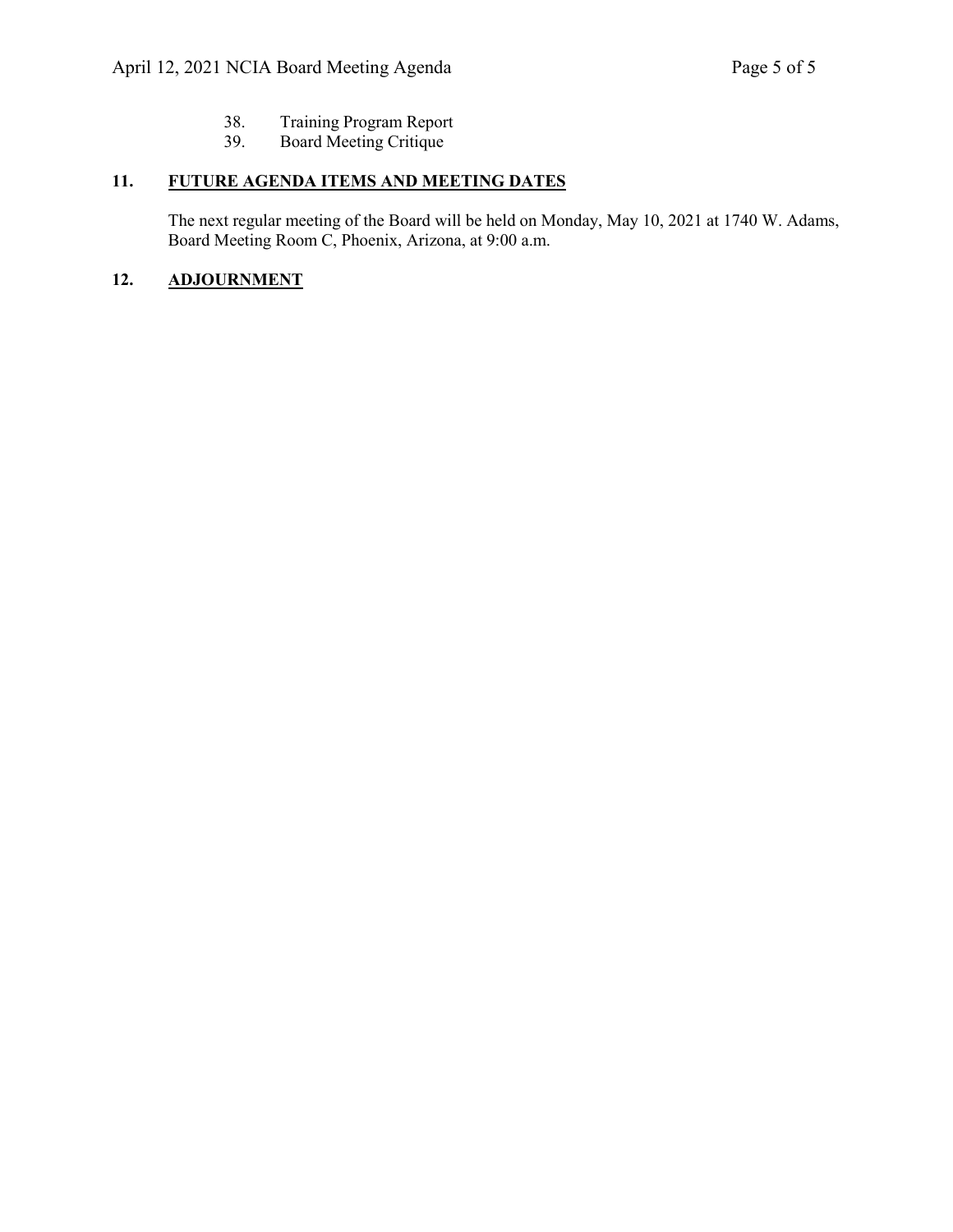38. Training Program Report
39. Board Meeting Critique

## 11. FUTURE AGENDA ITEMS AND MEETING DATES

The next regular meeting of the Board will be held on Monday, May 10, 2021 at 1740 W. Adams, Board Meeting Room C, Phoenix, Arizona, at 9:00 a.m.

## 12. ADJOURNMENT